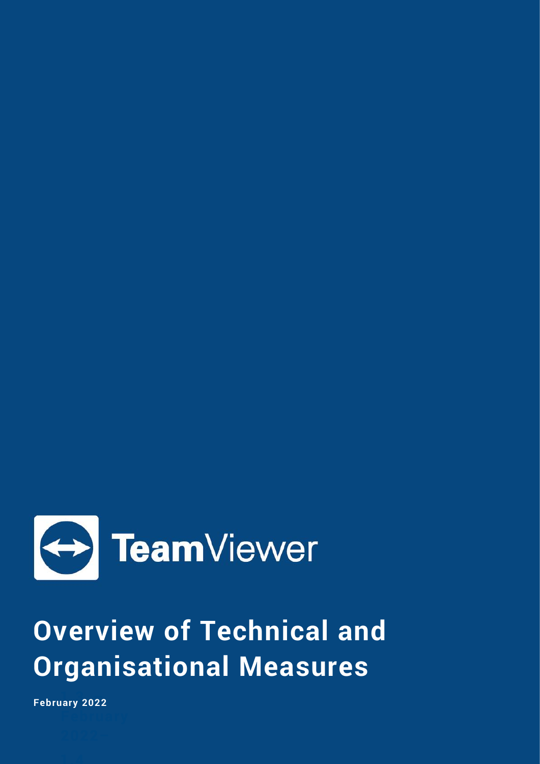TeamViewer

# Overview of Technical and Organisational Measures

**February 2022**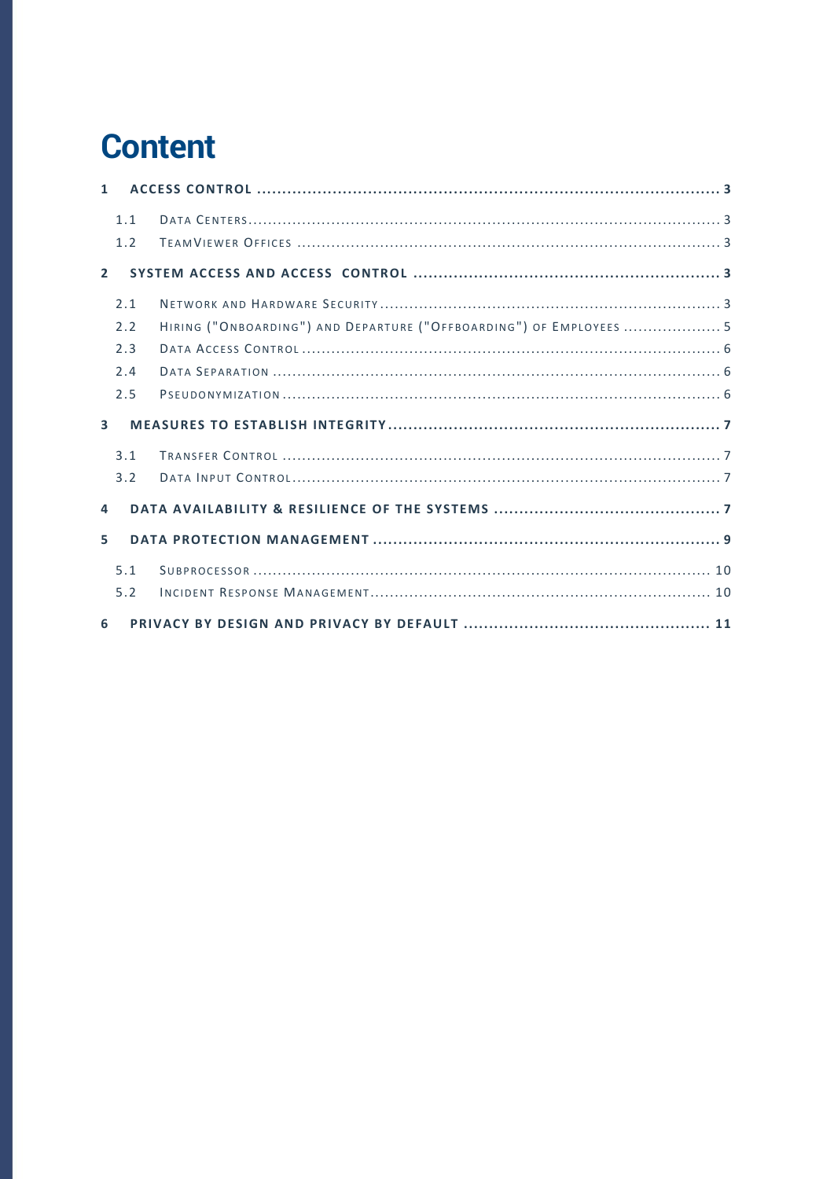# Content

- **1 ACCESS CONTROL** .......... 3
  - 1.1 Data Centers .......... 3
  - 1.2 TeamViewer Offices .......... 3
- **2 SYSTEM ACCESS AND ACCESS CONTROL** .......... 3
  - 2.1 Network and Hardware Security .......... 3
  - 2.2 Hiring ("Onboarding") and Departure ("Offboarding") of Employees .......... 5
  - 2.3 Data Access Control .......... 6
  - 2.4 Data Separation .......... 6
  - 2.5 Pseudonymization .......... 6
- **3 MEASURES TO ESTABLISH INTEGRITY** .......... 7
  - 3.1 Transfer Control .......... 7
  - 3.2 Data Input Control .......... 7
- **4 DATA AVAILABILITY & RESILIENCE OF THE SYSTEMS** .......... 7
- **5 DATA PROTECTION MANAGEMENT** .......... 9
  - 5.1 Subprocessor .......... 10
  - 5.2 Incident Response Management .......... 10
- **6 PRIVACY BY DESIGN AND PRIVACY BY DEFAULT** .......... 11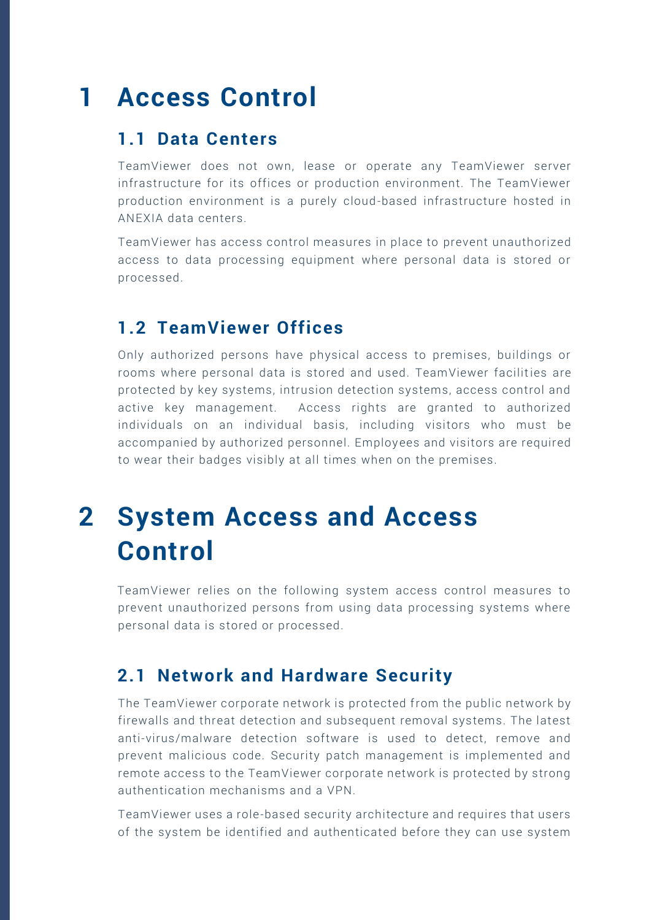# 1 Access Control

## 1.1 Data Centers

TeamViewer does not own, lease or operate any TeamViewer server infrastructure for its offices or production environment. The TeamViewer production environment is a purely cloud-based infrastructure hosted in ANEXIA data centers.

TeamViewer has access control measures in place to prevent unauthorized access to data processing equipment where personal data is stored or processed.

## 1.2 TeamViewer Offices

Only authorized persons have physical access to premises, buildings or rooms where personal data is stored and used. TeamViewer facilities are protected by key systems, intrusion detection systems, access control and active key management. Access rights are granted to authorized individuals on an individual basis, including visitors who must be accompanied by authorized personnel. Employees and visitors are required to wear their badges visibly at all times when on the premises.

# 2 System Access and Access Control

TeamViewer relies on the following system access control measures to prevent unauthorized persons from using data processing systems where personal data is stored or processed.

## 2.1 Network and Hardware Security

The TeamViewer corporate network is protected from the public network by firewalls and threat detection and subsequent removal systems. The latest anti-virus/malware detection software is used to detect, remove and prevent malicious code. Security patch management is implemented and remote access to the TeamViewer corporate network is protected by strong authentication mechanisms and a VPN.

TeamViewer uses a role-based security architecture and requires that users of the system be identified and authenticated before they can use system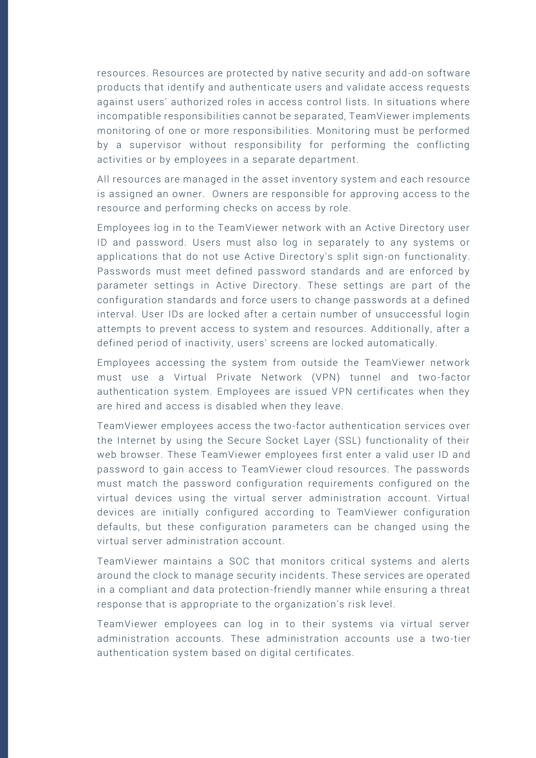resources. Resources are protected by native security and add-on software products that identify and authenticate users and validate access requests against users' authorized roles in access control lists. In situations where incompatible responsibilities cannot be separated, TeamViewer implements monitoring of one or more responsibilities. Monitoring must be performed by a supervisor without responsibility for performing the conflicting activities or by employees in a separate department.

All resources are managed in the asset inventory system and each resource is assigned an owner. Owners are responsible for approving access to the resource and performing checks on access by role.

Employees log in to the TeamViewer network with an Active Directory user ID and password. Users must also log in separately to any systems or applications that do not use Active Directory's split sign-on functionality. Passwords must meet defined password standards and are enforced by parameter settings in Active Directory. These settings are part of the configuration standards and force users to change passwords at a defined interval. User IDs are locked after a certain number of unsuccessful login attempts to prevent access to system and resources. Additionally, after a defined period of inactivity, users' screens are locked automatically.

Employees accessing the system from outside the TeamViewer network must use a Virtual Private Network (VPN) tunnel and two-factor authentication system. Employees are issued VPN certificates when they are hired and access is disabled when they leave.

TeamViewer employees access the two-factor authentication services over the Internet by using the Secure Socket Layer (SSL) functionality of their web browser. These TeamViewer employees first enter a valid user ID and password to gain access to TeamViewer cloud resources. The passwords must match the password configuration requirements configured on the virtual devices using the virtual server administration account. Virtual devices are initially configured according to TeamViewer configuration defaults, but these configuration parameters can be changed using the virtual server administration account.

TeamViewer maintains a SOC that monitors critical systems and alerts around the clock to manage security incidents. These services are operated in a compliant and data protection-friendly manner while ensuring a threat response that is appropriate to the organization's risk level.

TeamViewer employees can log in to their systems via virtual server administration accounts. These administration accounts use a two-tier authentication system based on digital certificates.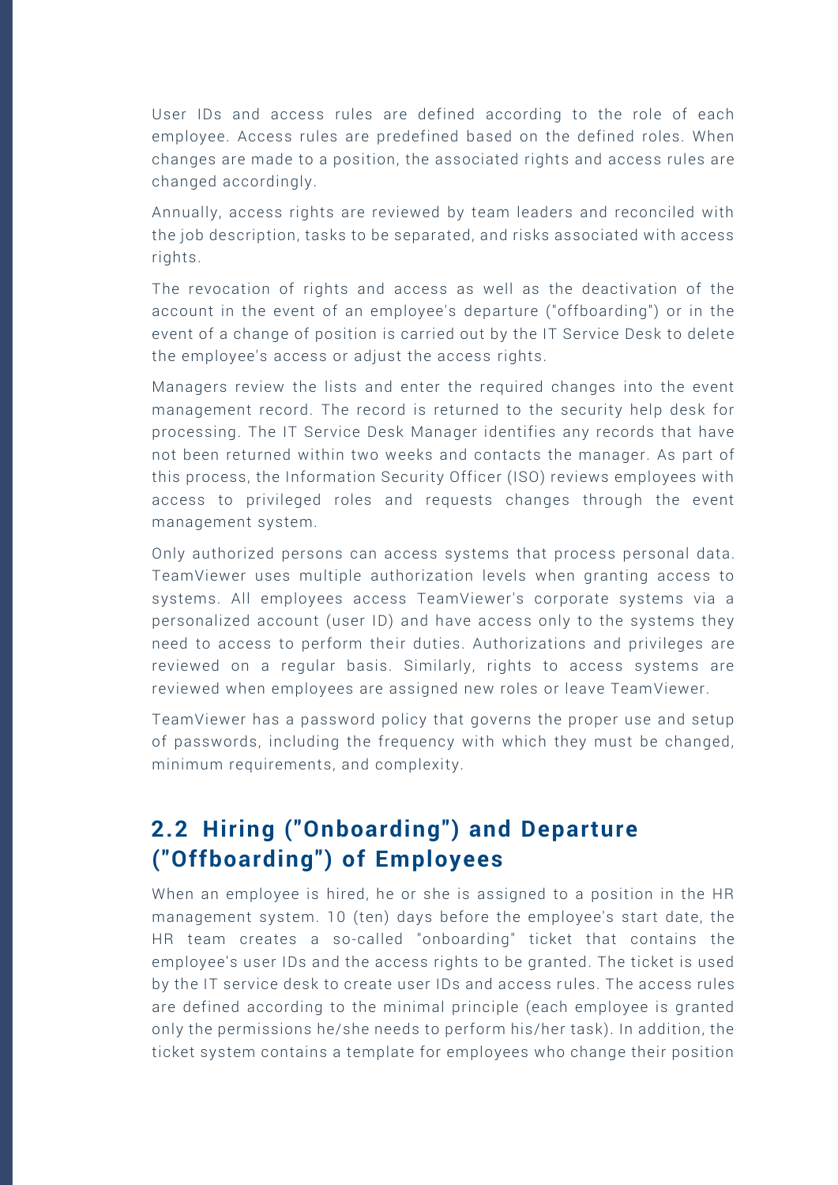User IDs and access rules are defined according to the role of each employee. Access rules are predefined based on the defined roles. When changes are made to a position, the associated rights and access rules are changed accordingly.

Annually, access rights are reviewed by team leaders and reconciled with the job description, tasks to be separated, and risks associated with access rights.

The revocation of rights and access as well as the deactivation of the account in the event of an employee's departure ("offboarding") or in the event of a change of position is carried out by the IT Service Desk to delete the employee's access or adjust the access rights.

Managers review the lists and enter the required changes into the event management record. The record is returned to the security help desk for processing. The IT Service Desk Manager identifies any records that have not been returned within two weeks and contacts the manager. As part of this process, the Information Security Officer (ISO) reviews employees with access to privileged roles and requests changes through the event management system.

Only authorized persons can access systems that process personal data. TeamViewer uses multiple authorization levels when granting access to systems. All employees access TeamViewer's corporate systems via a personalized account (user ID) and have access only to the systems they need to access to perform their duties. Authorizations and privileges are reviewed on a regular basis. Similarly, rights to access systems are reviewed when employees are assigned new roles or leave TeamViewer.

TeamViewer has a password policy that governs the proper use and setup of passwords, including the frequency with which they must be changed, minimum requirements, and complexity.

## 2.2 Hiring ("Onboarding") and Departure ("Offboarding") of Employees

When an employee is hired, he or she is assigned to a position in the HR management system. 10 (ten) days before the employee's start date, the HR team creates a so-called "onboarding" ticket that contains the employee's user IDs and the access rights to be granted. The ticket is used by the IT service desk to create user IDs and access rules. The access rules are defined according to the minimal principle (each employee is granted only the permissions he/she needs to perform his/her task). In addition, the ticket system contains a template for employees who change their position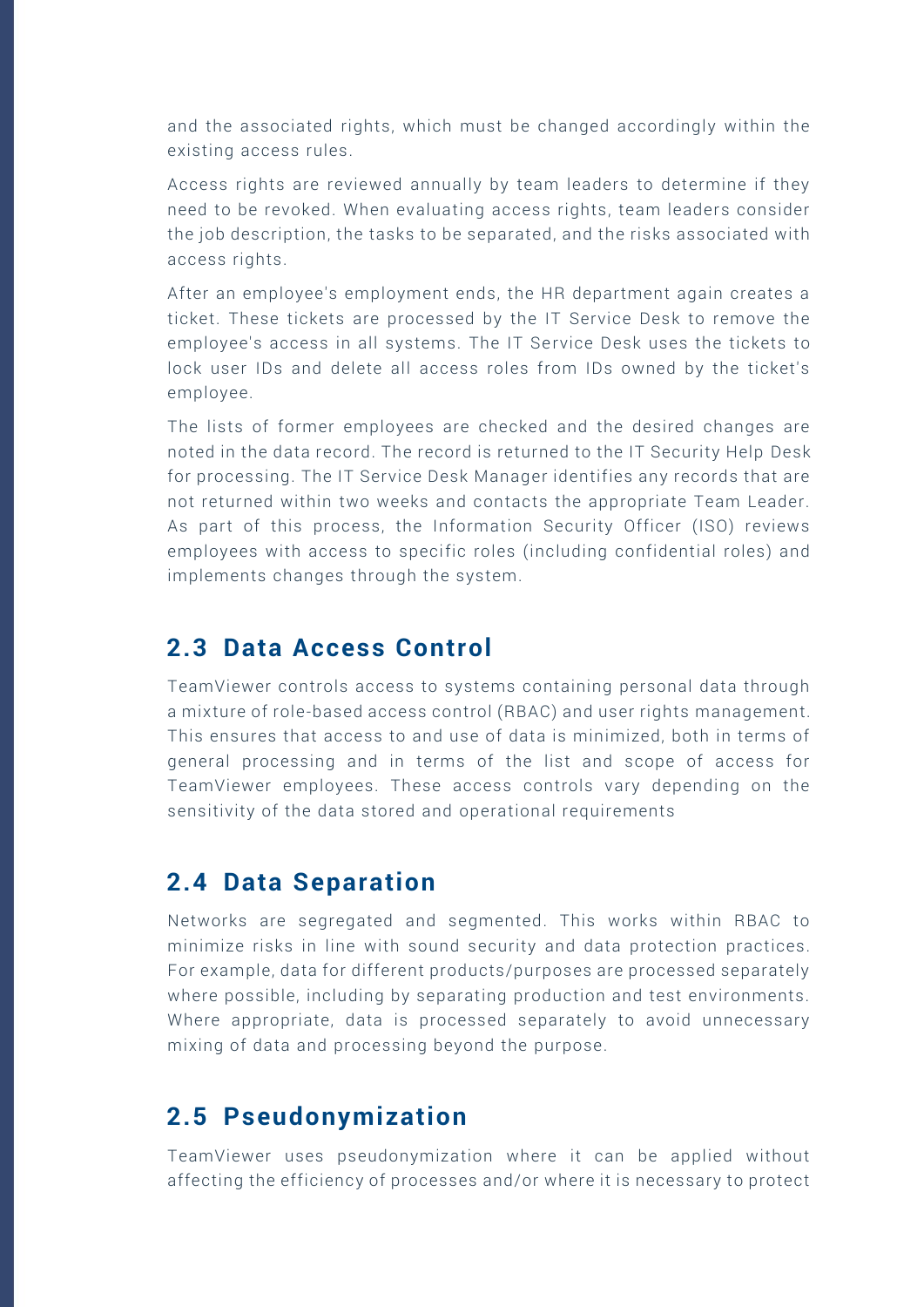and the associated rights, which must be changed accordingly within the existing access rules.

Access rights are reviewed annually by team leaders to determine if they need to be revoked. When evaluating access rights, team leaders consider the job description, the tasks to be separated, and the risks associated with access rights.

After an employee's employment ends, the HR department again creates a ticket. These tickets are processed by the IT Service Desk to remove the employee's access in all systems. The IT Service Desk uses the tickets to lock user IDs and delete all access roles from IDs owned by the ticket's employee.

The lists of former employees are checked and the desired changes are noted in the data record. The record is returned to the IT Security Help Desk for processing. The IT Service Desk Manager identifies any records that are not returned within two weeks and contacts the appropriate Team Leader. As part of this process, the Information Security Officer (ISO) reviews employees with access to specific roles (including confidential roles) and implements changes through the system.

## 2.3 Data Access Control

TeamViewer controls access to systems containing personal data through a mixture of role-based access control (RBAC) and user rights management. This ensures that access to and use of data is minimized, both in terms of general processing and in terms of the list and scope of access for TeamViewer employees. These access controls vary depending on the sensitivity of the data stored and operational requirements

## 2.4 Data Separation

Networks are segregated and segmented. This works within RBAC to minimize risks in line with sound security and data protection practices. For example, data for different products/purposes are processed separately where possible, including by separating production and test environments. Where appropriate, data is processed separately to avoid unnecessary mixing of data and processing beyond the purpose.

## 2.5 Pseudonymization

TeamViewer uses pseudonymization where it can be applied without affecting the efficiency of processes and/or where it is necessary to protect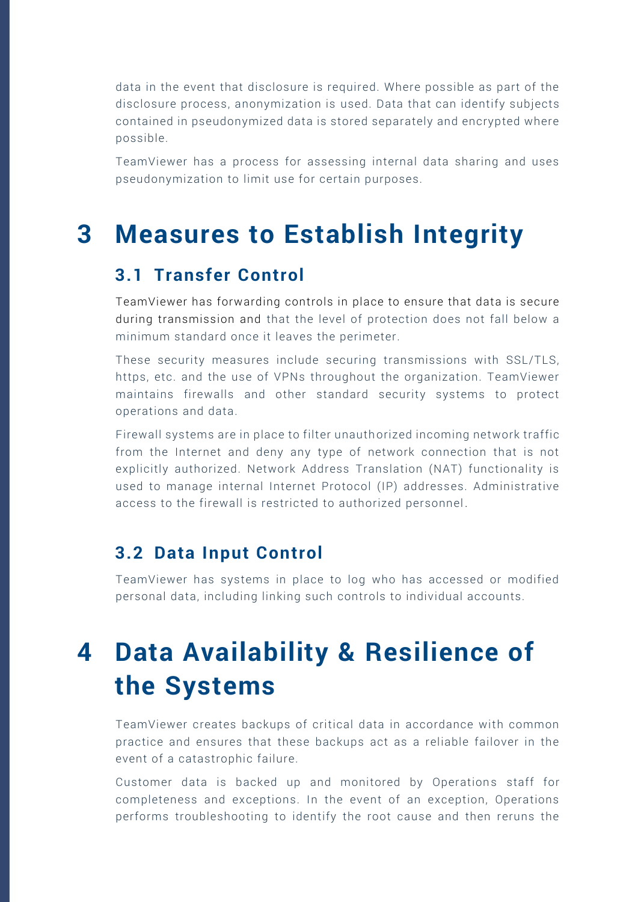data in the event that disclosure is required. Where possible as part of the disclosure process, anonymization is used. Data that can identify subjects contained in pseudonymized data is stored separately and encrypted where possible.

TeamViewer has a process for assessing internal data sharing and uses pseudonymization to limit use for certain purposes.

# 3 Measures to Establish Integrity

## 3.1 Transfer Control

TeamViewer has forwarding controls in place to ensure that data is secure during transmission and that the level of protection does not fall below a minimum standard once it leaves the perimeter.

These security measures include securing transmissions with SSL/TLS, https, etc. and the use of VPNs throughout the organization. TeamViewer maintains firewalls and other standard security systems to protect operations and data.

Firewall systems are in place to filter unauthorized incoming network traffic from the Internet and deny any type of network connection that is not explicitly authorized. Network Address Translation (NAT) functionality is used to manage internal Internet Protocol (IP) addresses. Administrative access to the firewall is restricted to authorized personnel.

## 3.2 Data Input Control

TeamViewer has systems in place to log who has accessed or modified personal data, including linking such controls to individual accounts.

# 4 Data Availability & Resilience of the Systems

TeamViewer creates backups of critical data in accordance with common practice and ensures that these backups act as a reliable failover in the event of a catastrophic failure.

Customer data is backed up and monitored by Operations staff for completeness and exceptions. In the event of an exception, Operations performs troubleshooting to identify the root cause and then reruns the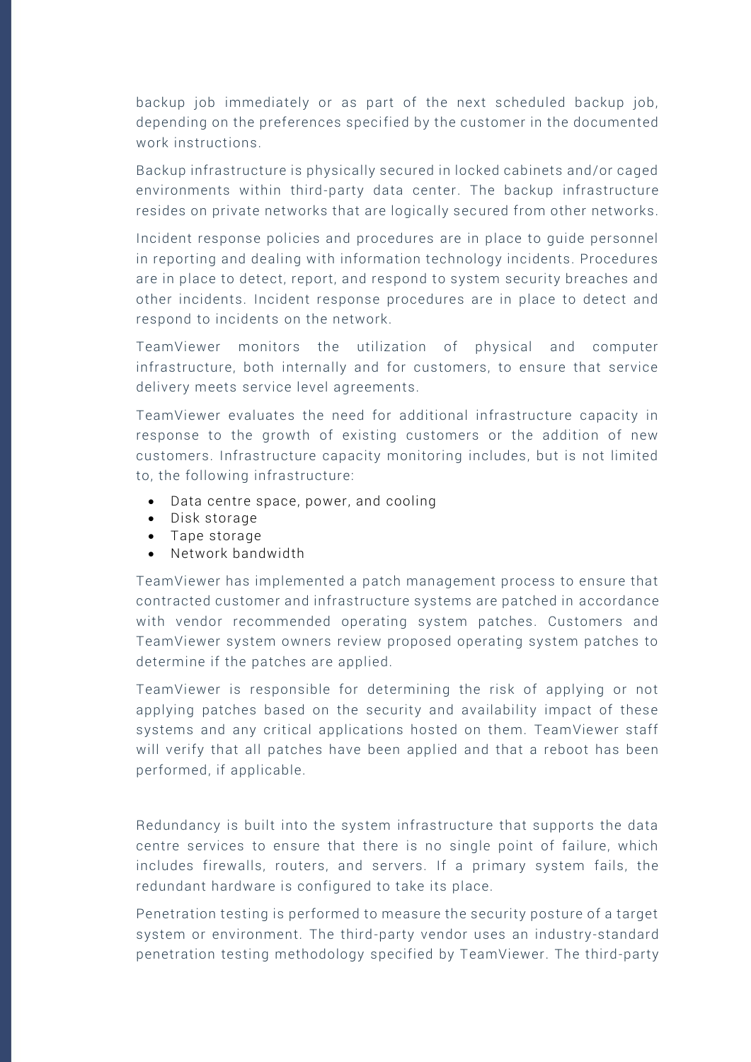backup job immediately or as part of the next scheduled backup job, depending on the preferences specified by the customer in the documented work instructions.

Backup infrastructure is physically secured in locked cabinets and/or caged environments within third-party data center. The backup infrastructure resides on private networks that are logically secured from other networks.

Incident response policies and procedures are in place to guide personnel in reporting and dealing with information technology incidents. Procedures are in place to detect, report, and respond to system security breaches and other incidents. Incident response procedures are in place to detect and respond to incidents on the network.

TeamViewer monitors the utilization of physical and computer infrastructure, both internally and for customers, to ensure that service delivery meets service level agreements.

TeamViewer evaluates the need for additional infrastructure capacity in response to the growth of existing customers or the addition of new customers. Infrastructure capacity monitoring includes, but is not limited to, the following infrastructure:

- Data centre space, power, and cooling
- Disk storage
- Tape storage
- Network bandwidth

TeamViewer has implemented a patch management process to ensure that contracted customer and infrastructure systems are patched in accordance with vendor recommended operating system patches. Customers and TeamViewer system owners review proposed operating system patches to determine if the patches are applied.

TeamViewer is responsible for determining the risk of applying or not applying patches based on the security and availability impact of these systems and any critical applications hosted on them. TeamViewer staff will verify that all patches have been applied and that a reboot has been performed, if applicable.

Redundancy is built into the system infrastructure that supports the data centre services to ensure that there is no single point of failure, which includes firewalls, routers, and servers. If a primary system fails, the redundant hardware is configured to take its place.

Penetration testing is performed to measure the security posture of a target system or environment. The third-party vendor uses an industry-standard penetration testing methodology specified by TeamViewer. The third-party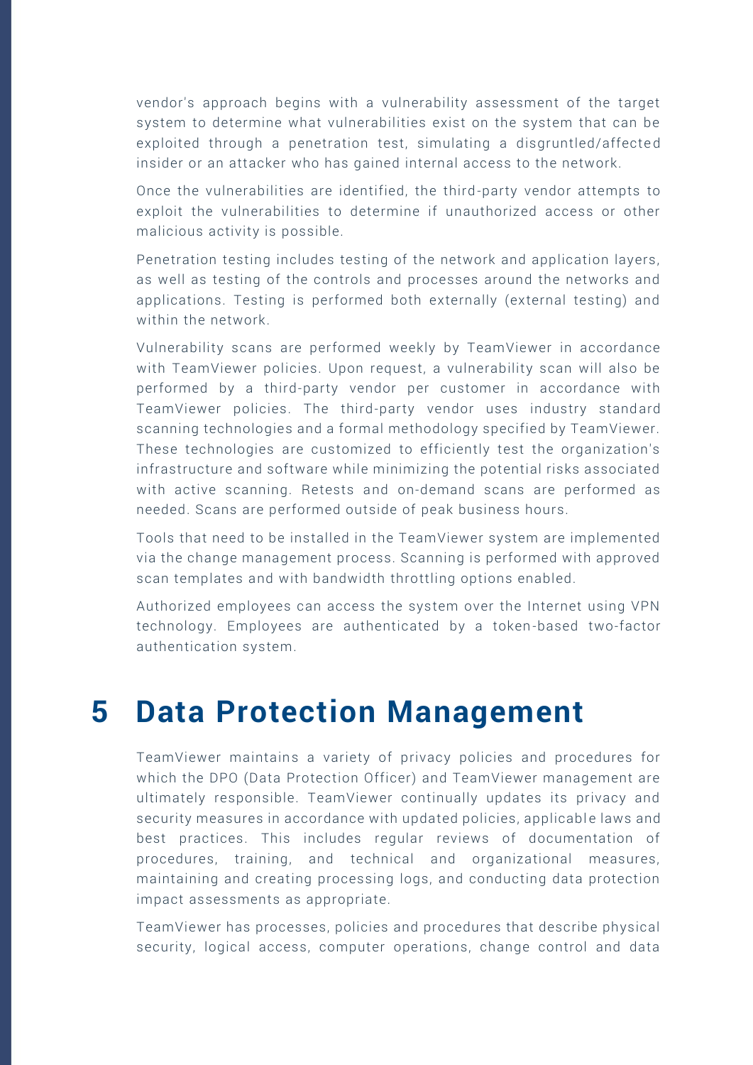vendor's approach begins with a vulnerability assessment of the target system to determine what vulnerabilities exist on the system that can be exploited through a penetration test, simulating a disgruntled/affected insider or an attacker who has gained internal access to the network.

Once the vulnerabilities are identified, the third-party vendor attempts to exploit the vulnerabilities to determine if unauthorized access or other malicious activity is possible.

Penetration testing includes testing of the network and application layers, as well as testing of the controls and processes around the networks and applications. Testing is performed both externally (external testing) and within the network.

Vulnerability scans are performed weekly by TeamViewer in accordance with TeamViewer policies. Upon request, a vulnerability scan will also be performed by a third-party vendor per customer in accordance with TeamViewer policies. The third-party vendor uses industry standard scanning technologies and a formal methodology specified by TeamViewer. These technologies are customized to efficiently test the organization's infrastructure and software while minimizing the potential risks associated with active scanning. Retests and on-demand scans are performed as needed. Scans are performed outside of peak business hours.

Tools that need to be installed in the TeamViewer system are implemented via the change management process. Scanning is performed with approved scan templates and with bandwidth throttling options enabled.

Authorized employees can access the system over the Internet using VPN technology. Employees are authenticated by a token-based two-factor authentication system.

# 5 Data Protection Management

TeamViewer maintains a variety of privacy policies and procedures for which the DPO (Data Protection Officer) and TeamViewer management are ultimately responsible. TeamViewer continually updates its privacy and security measures in accordance with updated policies, applicable laws and best practices. This includes regular reviews of documentation of procedures, training, and technical and organizational measures, maintaining and creating processing logs, and conducting data protection impact assessments as appropriate.

TeamViewer has processes, policies and procedures that describe physical security, logical access, computer operations, change control and data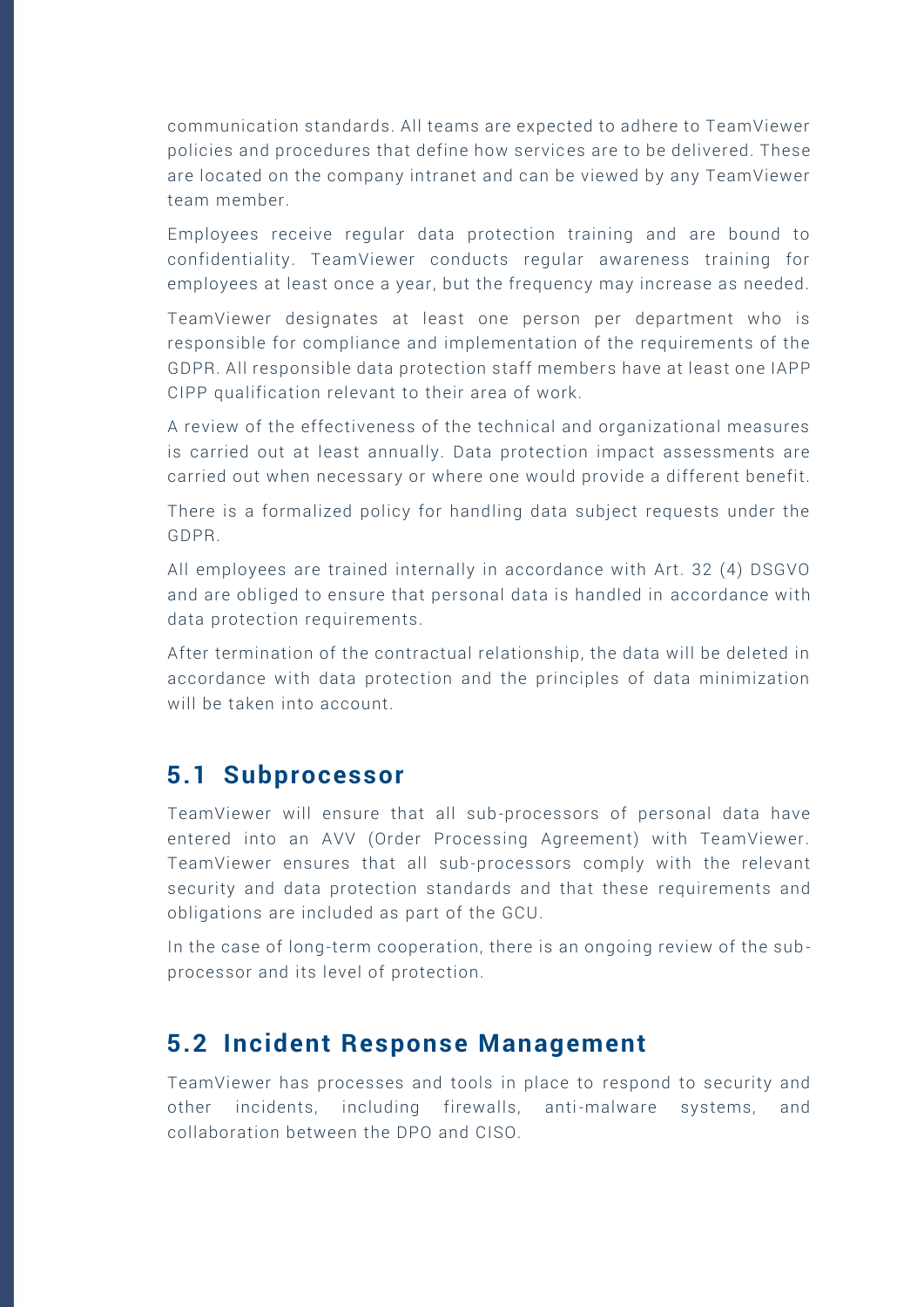communication standards. All teams are expected to adhere to TeamViewer policies and procedures that define how services are to be delivered. These are located on the company intranet and can be viewed by any TeamViewer team member.

Employees receive regular data protection training and are bound to confidentiality. TeamViewer conducts regular awareness training for employees at least once a year, but the frequency may increase as needed.

TeamViewer designates at least one person per department who is responsible for compliance and implementation of the requirements of the GDPR. All responsible data protection staff members have at least one IAPP CIPP qualification relevant to their area of work.

A review of the effectiveness of the technical and organizational measures is carried out at least annually. Data protection impact assessments are carried out when necessary or where one would provide a different benefit.

There is a formalized policy for handling data subject requests under the GDPR.

All employees are trained internally in accordance with Art. 32 (4) DSGVO and are obliged to ensure that personal data is handled in accordance with data protection requirements.

After termination of the contractual relationship, the data will be deleted in accordance with data protection and the principles of data minimization will be taken into account.

## 5.1 Subprocessor

TeamViewer will ensure that all sub-processors of personal data have entered into an AVV (Order Processing Agreement) with TeamViewer. TeamViewer ensures that all sub-processors comply with the relevant security and data protection standards and that these requirements and obligations are included as part of the GCU.

In the case of long-term cooperation, there is an ongoing review of the sub-processor and its level of protection.

## 5.2 Incident Response Management

TeamViewer has processes and tools in place to respond to security and other incidents, including firewalls, anti-malware systems, and collaboration between the DPO and CISO.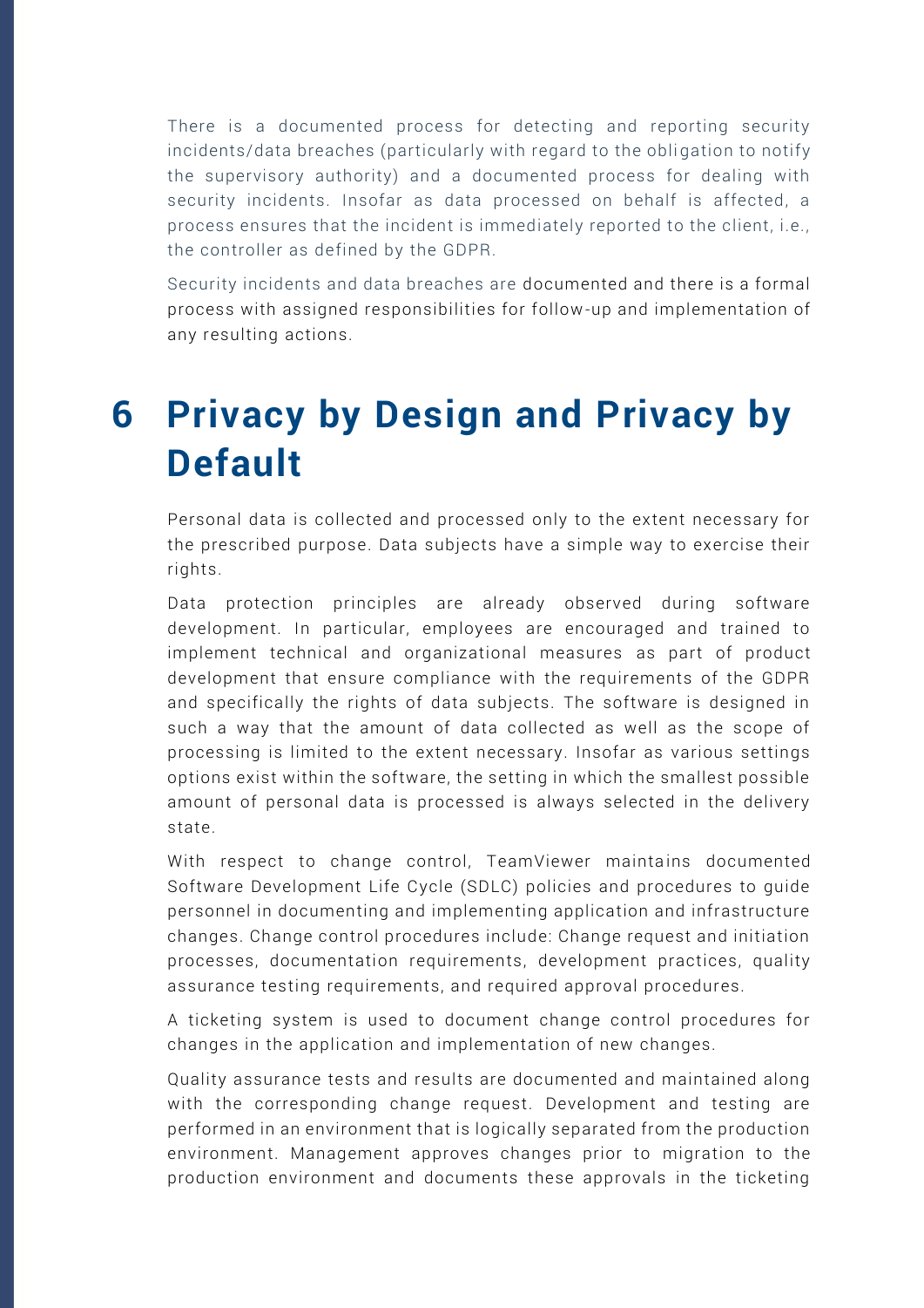There is a documented process for detecting and reporting security incidents/data breaches (particularly with regard to the obligation to notify the supervisory authority) and a documented process for dealing with security incidents. Insofar as data processed on behalf is affected, a process ensures that the incident is immediately reported to the client, i.e., the controller as defined by the GDPR.

Security incidents and data breaches are documented and there is a formal process with assigned responsibilities for follow-up and implementation of any resulting actions.

# 6 Privacy by Design and Privacy by Default

Personal data is collected and processed only to the extent necessary for the prescribed purpose. Data subjects have a simple way to exercise their rights.

Data protection principles are already observed during software development. In particular, employees are encouraged and trained to implement technical and organizational measures as part of product development that ensure compliance with the requirements of the GDPR and specifically the rights of data subjects. The software is designed in such a way that the amount of data collected as well as the scope of processing is limited to the extent necessary. Insofar as various settings options exist within the software, the setting in which the smallest possible amount of personal data is processed is always selected in the delivery state.

With respect to change control, TeamViewer maintains documented Software Development Life Cycle (SDLC) policies and procedures to guide personnel in documenting and implementing application and infrastructure changes. Change control procedures include: Change request and initiation processes, documentation requirements, development practices, quality assurance testing requirements, and required approval procedures.

A ticketing system is used to document change control procedures for changes in the application and implementation of new changes.

Quality assurance tests and results are documented and maintained along with the corresponding change request. Development and testing are performed in an environment that is logically separated from the production environment. Management approves changes prior to migration to the production environment and documents these approvals in the ticketing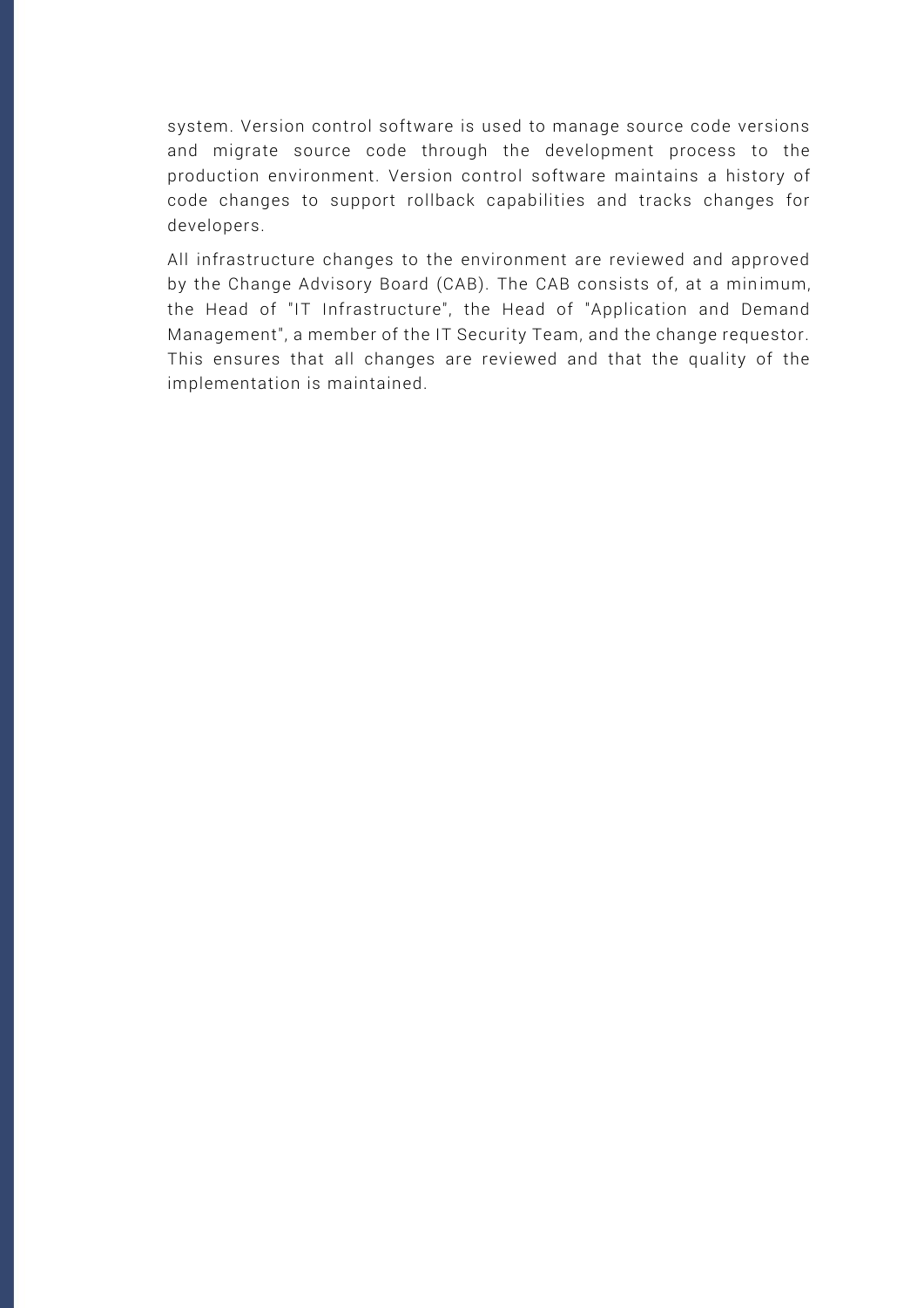system. Version control software is used to manage source code versions and migrate source code through the development process to the production environment. Version control software maintains a history of code changes to support rollback capabilities and tracks changes for developers.

All infrastructure changes to the environment are reviewed and approved by the Change Advisory Board (CAB). The CAB consists of, at a minimum, the Head of "IT Infrastructure", the Head of "Application and Demand Management", a member of the IT Security Team, and the change requestor. This ensures that all changes are reviewed and that the quality of the implementation is maintained.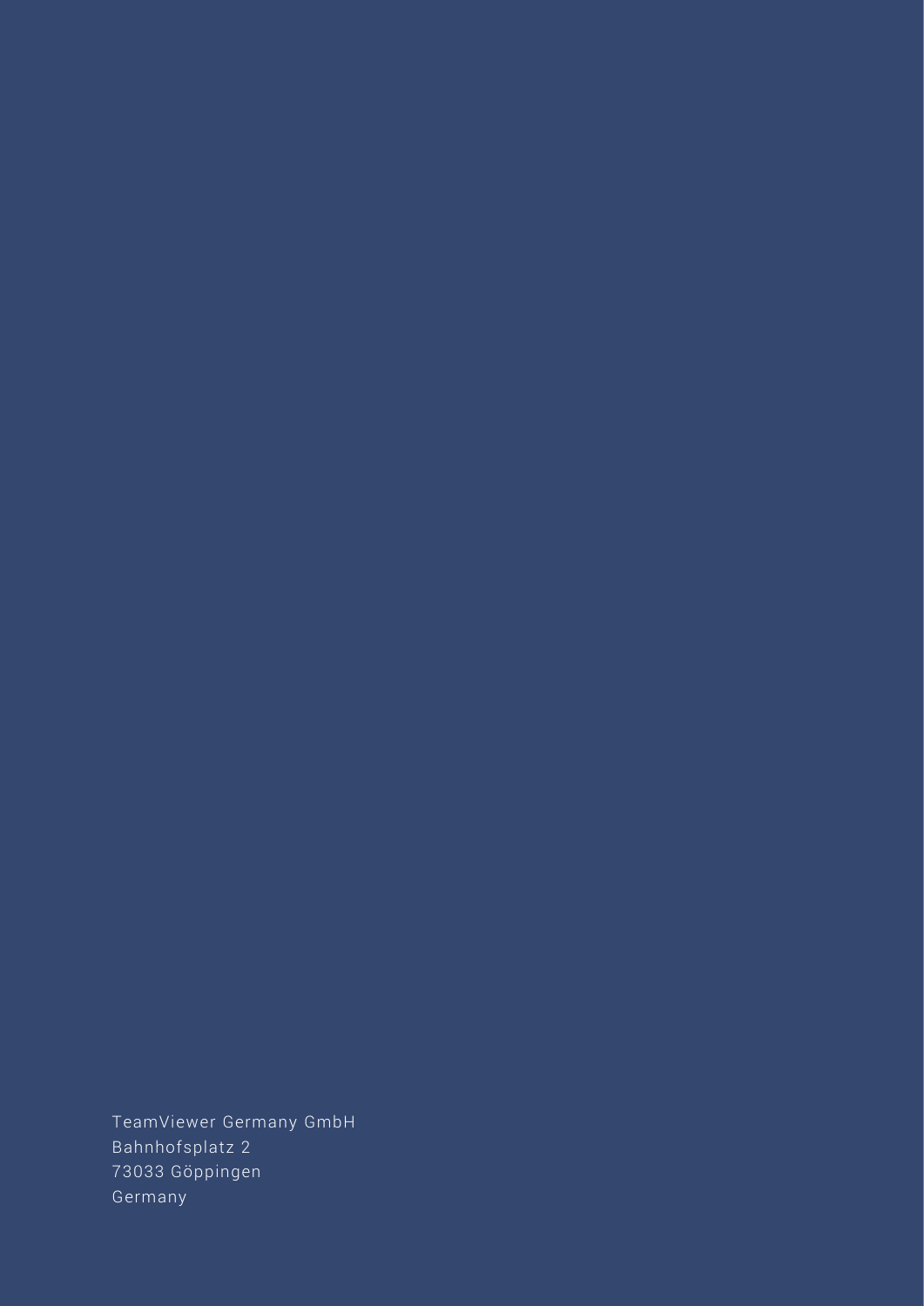TeamViewer Germany GmbH
Bahnhofsplatz 2
73033 Göppingen
Germany